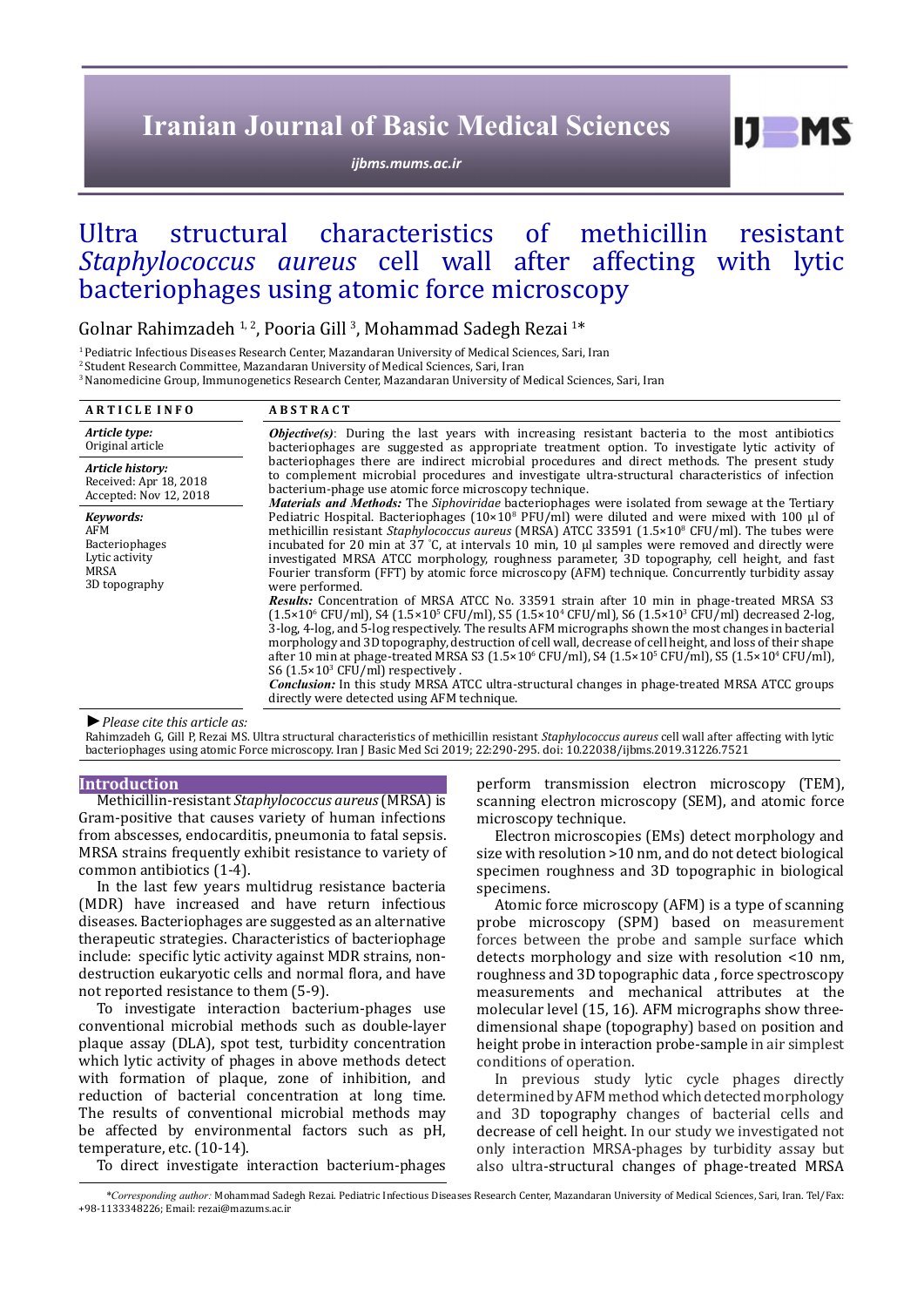Iranian Journal of Basic Medical Sciences

ijbms.mums.ac.ir

# Ultra structural characteristics of methicillin resistant *Staphylococcus aureus* cell wall after affecting with lytic bacteriophages using atomic force microscopy

Golnar Rahimzadeh [1, 2], Pooria Gill [3], Mohammad Sadegh Rezai [1]*

[1] Pediatric Infectious Diseases Research Center, Mazandaran University of Medical Sciences, Sari, Iran
[2] Student Research Committee, Mazandaran University of Medical Sciences, Sari, Iran
[3] Nanomedicine Group, Immunogenetics Research Center, Mazandaran University of Medical Sciences, Sari, Iran

**ARTICLE INFO**

*Article type:*
Original article

*Article history:*
Received: Apr 18, 2018
Accepted: Nov 12, 2018

*Keywords:*
AFM
Bacteriophages
Lytic activity
MRSA
3D topography

**ABSTRACT**

***Objective(s)***: During the last years with increasing resistant bacteria to the most antibiotics bacteriophages are suggested as appropriate treatment option. To investigate lytic activity of bacteriophages there are indirect microbial procedures and direct methods. The present study to complement microbial procedures and investigate ultra-structural characteristics of infection bacterium-phage use atomic force microscopy technique.

***Materials and Methods:*** The *Siphoviridae* bacteriophages were isolated from sewage at the Tertiary Pediatric Hospital. Bacteriophages ($10\times10^8$ PFU/ml) were diluted and were mixed with 100 µl of methicillin resistant *Staphylococcus aureus* (MRSA) ATCC 33591 ($1.5\times10^8$ CFU/ml). The tubes were incubated for 20 min at 37 ˚C, at intervals 10 min, 10 µl samples were removed and directly were investigated MRSA ATCC morphology, roughness parameter, 3D topography, cell height, and fast Fourier transform (FFT) by atomic force microscopy (AFM) technique. Concurrently turbidity assay were performed.

***Results:*** Concentration of MRSA ATCC No. 33591 strain after 10 min in phage-treated MRSA S3 ($1.5\times10^6$ CFU/ml), S4 ($1.5\times10^4$ CFU/ml), S5 ($1.5\times10^4$ CFU/ml), S6 ($1.5\times10^3$ CFU/ml) decreased 2-log, 3-log, 4-log, and 5-log respectively. The results AFM micrographs shown the most changes in bacterial morphology and 3D topography, destruction of cell wall, decrease of cell height, and loss of their shape after 10 min at phage-treated MRSA S3 ($1.5\times10^6$ CFU/ml), S4 ($1.5\times10^5$ CFU/ml), S5 ($1.5\times10^4$ CFU/ml), S6 ($1.5\times10^3$ CFU/ml) respectively .

***Conclusion:*** In this study MRSA ATCC ultra-structural changes in phage-treated MRSA ATCC groups directly were detected using AFM technique.

► *Please cite this article as:*
Rahimzadeh G, Gill P, Rezai MS. Ultra structural characteristics of methicillin resistant *Staphylococcus aureus* cell wall after affecting with lytic bacteriophages using atomic Force microscopy. Iran J Basic Med Sci 2019; 22:290-295. doi: 10.22038/ijbms.2019.31226.7521

## Introduction

Methicillin-resistant *Staphylococcus aureus* (MRSA) is Gram-positive that causes variety of human infections from abscesses, endocarditis, pneumonia to fatal sepsis. MRSA strains frequently exhibit resistance to variety of common antibiotics (1-4).

In the last few years multidrug resistance bacteria (MDR) have increased and have return infectious diseases. Bacteriophages are suggested as an alternative therapeutic strategies. Characteristics of bacteriophage include: specific lytic activity against MDR strains, non-destruction eukaryotic cells and normal flora, and have not reported resistance to them (5-9).

To investigate interaction bacterium-phages use conventional microbial methods such as double-layer plaque assay (DLA), spot test, turbidity concentration which lytic activity of phages in above methods detect with formation of plaque, zone of inhibition, and reduction of bacterial concentration at long time. The results of conventional microbial methods may be affected by environmental factors such as pH, temperature, etc. (10-14).

To direct investigate interaction bacterium-phages perform transmission electron microscopy (TEM), scanning electron microscopy (SEM), and atomic force microscopy technique.

Electron microscopies (EMs) detect morphology and size with resolution >10 nm, and do not detect biological specimen roughness and 3D topographic in biological specimens.

Atomic force microscopy (AFM) is a type of scanning probe microscopy (SPM) based on measurement forces between the probe and sample surface which detects morphology and size with resolution <10 nm, roughness and 3D topographic data , force spectroscopy measurements and mechanical attributes at the molecular level (15, 16). AFM micrographs show three-dimensional shape (topography) based on position and height probe in interaction probe-sample in air simplest conditions of operation.

In previous study lytic cycle phages directly determined by AFM method which detected morphology and 3D topography changes of bacterial cells and decrease of cell height. In our study we investigated not only interaction MRSA-phages by turbidity assay but also ultra-structural changes of phage-treated MRSA

*Corresponding author: Mohammad Sadegh Rezai. Pediatric Infectious Diseases Research Center, Mazandaran University of Medical Sciences, Sari, Iran. Tel/Fax: +98-1133348226; Email: rezai@mazums.ac.ir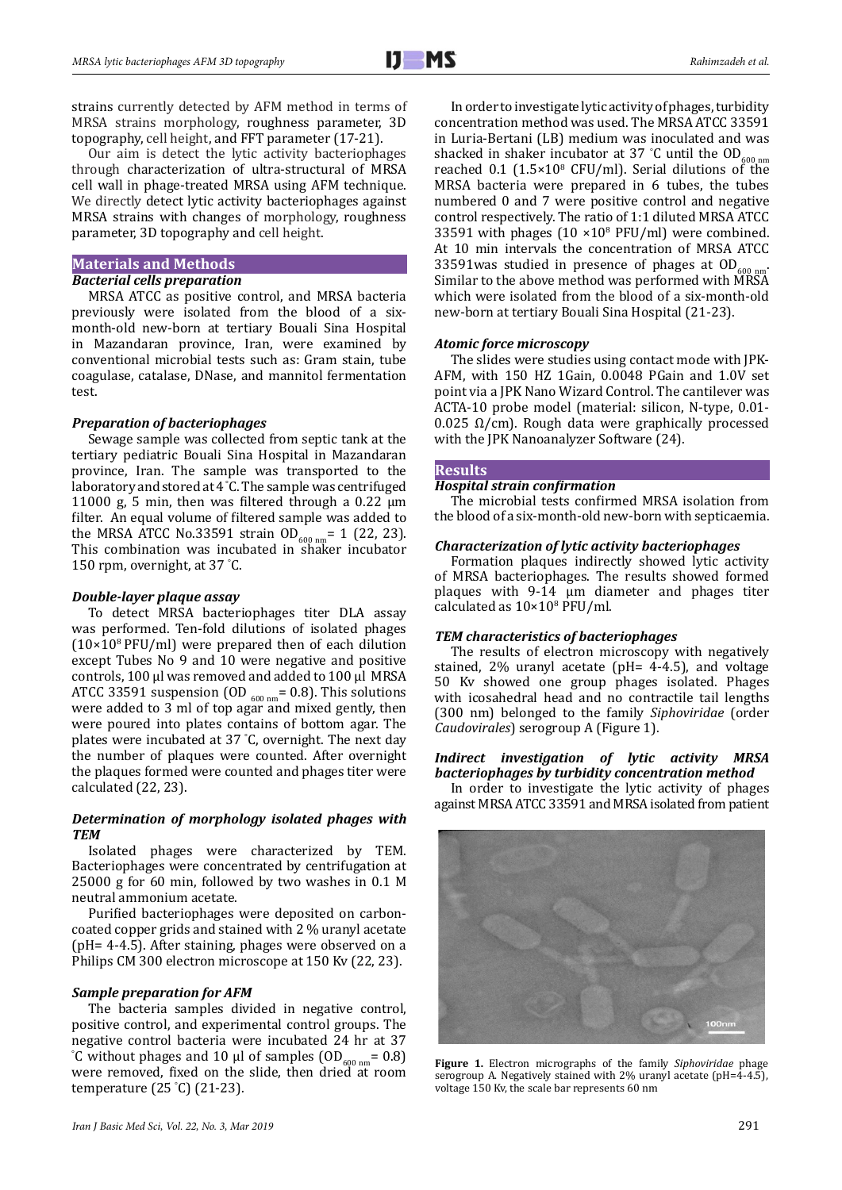strains currently detected by AFM method in terms of MRSA strains morphology, roughness parameter, 3D topography, cell height, and FFT parameter (17-21).

Our aim is detect the lytic activity bacteriophages through characterization of ultra-structural of MRSA cell wall in phage-treated MRSA using AFM technique. We directly detect lytic activity bacteriophages against MRSA strains with changes of morphology, roughness parameter, 3D topography and cell height.

## Materials and Methods

### *Bacterial cells preparation*

MRSA ATCC as positive control, and MRSA bacteria previously were isolated from the blood of a six-month-old new-born at tertiary Bouali Sina Hospital in Mazandaran province, Iran, were examined by conventional microbial tests such as: Gram stain, tube coagulase, catalase, DNase, and mannitol fermentation test.

### *Preparation of bacteriophages*

Sewage sample was collected from septic tank at the tertiary pediatric Bouali Sina Hospital in Mazandaran province, Iran. The sample was transported to the laboratory and stored at 4 ˚C. The sample was centrifuged 11000 g, 5 min, then was filtered through a 0.22 µm filter. An equal volume of filtered sample was added to the MRSA ATCC No.33591 strain $OD_{600\ nm}$= 1 (22, 23). This combination was incubated in shaker incubator 150 rpm, overnight, at 37 ˚C.

### *Double-layer plaque assay*

To detect MRSA bacteriophages titer DLA assay was performed. Ten-fold dilutions of isolated phages ($10\times10^{8}$ PFU/ml) were prepared then of each dilution except Tubes No 9 and 10 were negative and positive controls, 100 µl was removed and added to 100 µl MRSA ATCC 33591 suspension ($OD_{600\ nm}$= 0.8). This solutions were added to 3 ml of top agar and mixed gently, then were poured into plates contains of bottom agar. The plates were incubated at 37 ˚C, overnight. The next day the number of plaques were counted. After overnight the plaques formed were counted and phages titer were calculated (22, 23).

### *Determination of morphology isolated phages with TEM*

Isolated phages were characterized by TEM. Bacteriophages were concentrated by centrifugation at 25000 g for 60 min, followed by two washes in 0.1 M neutral ammonium acetate.

Purified bacteriophages were deposited on carbon-coated copper grids and stained with 2 % uranyl acetate (pH= 4-4.5). After staining, phages were observed on a Philips CM 300 electron microscope at 150 Kv (22, 23).

### *Sample preparation for AFM*

The bacteria samples divided in negative control, positive control, and experimental control groups. The negative control bacteria were incubated 24 hr at 37 ˚C without phages and 10 µl of samples ($OD_{600\ nm}$= 0.8) were removed, fixed on the slide, then dried at room temperature (25 ˚C) (21-23).

In order to investigate lytic activity of phages, turbidity concentration method was used. The MRSA ATCC 33591 in Luria-Bertani (LB) medium was inoculated and was shacked in shaker incubator at 37 ˚C until the $OD_{600\ nm}$ reached 0.1 ($1.5\times10^{8}$ CFU/ml). Serial dilutions of the MRSA bacteria were prepared in 6 tubes, the tubes numbered 0 and 7 were positive control and negative control respectively. The ratio of 1:1 diluted MRSA ATCC 33591 with phages ($10\times10^{8}$ PFU/ml) were combined. At 10 min intervals the concentration of MRSA ATCC 33591was studied in presence of phages at $OD_{600\ nm}$. Similar to the above method was performed with MRSA which were isolated from the blood of a six-month-old new-born at tertiary Bouali Sina Hospital (21-23).

### *Atomic force microscopy*

The slides were studies using contact mode with JPK-AFM, with 150 HZ 1Gain, 0.0048 PGain and 1.0V set point via a JPK Nano Wizard Control. The cantilever was ACTA-10 probe model (material: silicon, N-type, 0.01-0.025 Ω/cm). Rough data were graphically processed with the JPK Nanoanalyzer Software (24).

## Results

### *Hospital strain confirmation*

The microbial tests confirmed MRSA isolation from the blood of a six-month-old new-born with septicaemia.

### *Characterization of lytic activity bacteriophages*

Formation plaques indirectly showed lytic activity of MRSA bacteriophages. The results showed formed plaques with 9-14 µm diameter and phages titer calculated as $10\times10^{8}$ PFU/ml.

### *TEM characteristics of bacteriophages*

The results of electron microscopy with negatively stained, 2% uranyl acetate (pH= 4-4.5), and voltage 50 Kv showed one group phages isolated. Phages with icosahedral head and no contractile tail lengths (300 nm) belonged to the family *Siphoviridae* (order *Caudovirales*) serogroup A (Figure 1).

### *Indirect investigation of lytic activity MRSA bacteriophages by turbidity concentration method*

In order to investigate the lytic activity of phages against MRSA ATCC 33591 and MRSA isolated from patient

**Figure 1.** Electron micrographs of the family *Siphoviridae* phage serogroup A. Negatively stained with 2% uranyl acetate (pH=4-4.5), voltage 150 Kv, the scale bar represents 60 nm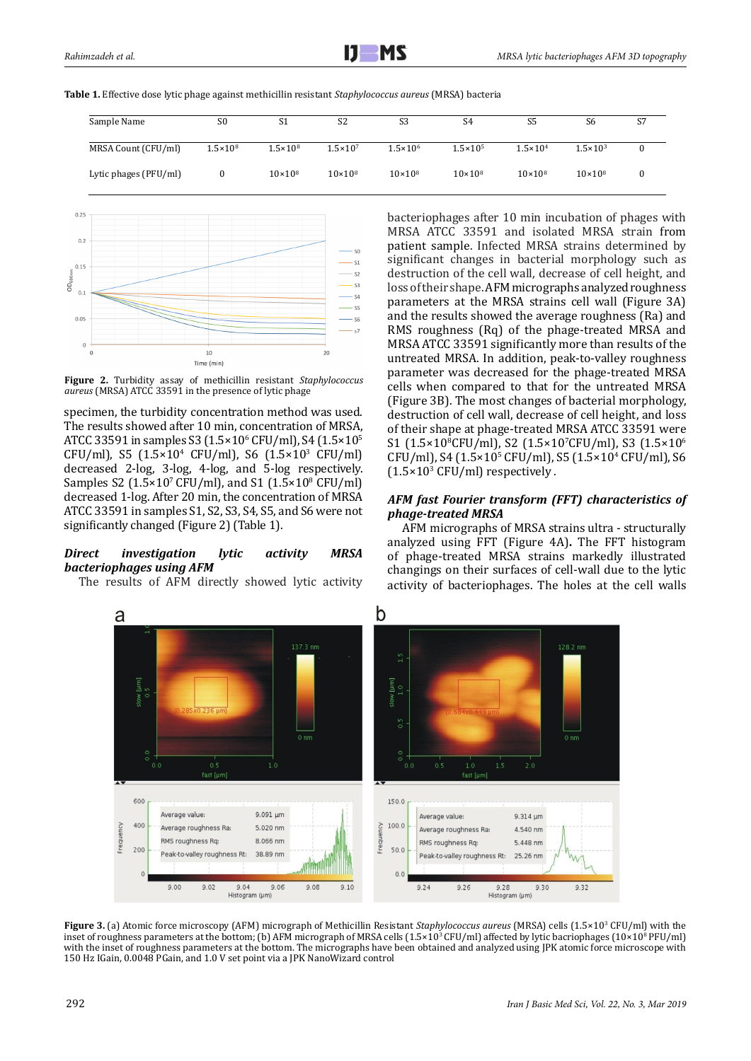**Table 1.** Effective dose lytic phage against methicillin resistant *Staphylococcus aureus* (MRSA) bacteria

| Sample Name | S0 | S1 | S2 | S3 | S4 | S5 | S6 | S7 |
|---|---|---|---|---|---|---|---|---|
| MRSA Count (CFU/ml) | $1.5\times10^8$ | $1.5\times10^8$ | $1.5\times10^7$ | $1.5\times10^6$ | $1.5\times10^5$ | $1.5\times10^4$ | $1.5\times10^3$ | 0 |
| Lytic phages (PFU/ml) | 0 | $10\times10^8$ | $10\times10^8$ | $10\times10^8$ | $10\times10^8$ | $10\times10^8$ | $10\times10^8$ | 0 |

**Figure 2.** Turbidity assay of methicillin resistant *Staphylococcus aureus* (MRSA) ATCC 33591 in the presence of lytic phage

specimen, the turbidity concentration method was used. The results showed after 10 min, concentration of MRSA, ATCC 33591 in samples S3 ($1.5\times10^6$ CFU/ml), S4 ($1.5\times10^5$ CFU/ml), S5 ($1.5\times10^4$ CFU/ml), S6 ($1.5\times10^3$ CFU/ml) decreased 2-log, 3-log, 4-log, and 5-log respectively. Samples S2 ($1.5\times10^7$ CFU/ml), and S1 ($1.5\times10^8$ CFU/ml) decreased 1-log. After 20 min, the concentration of MRSA ATCC 33591 in samples S1, S2, S3, S4, S5, and S6 were not significantly changed (Figure 2) (Table 1).

### *Direct investigation lytic activity MRSA bacteriophages using AFM*

The results of AFM directly showed lytic activity bacteriophages after 10 min incubation of phages with MRSA ATCC 33591 and isolated MRSA strain from patient sample. Infected MRSA strains determined by significant changes in bacterial morphology such as destruction of the cell wall, decrease of cell height, and loss of their shape. AFM micrographs analyzed roughness parameters at the MRSA strains cell wall (Figure 3A) and the results showed the average roughness (Ra) and RMS roughness (Rq) of the phage-treated MRSA and MRSA ATCC 33591 significantly more than results of the untreated MRSA. In addition, peak-to-valley roughness parameter was decreased for the phage-treated MRSA cells when compared to that for the untreated MRSA (Figure 3B). The most changes of bacterial morphology, destruction of cell wall, decrease of cell height, and loss of their shape at phage-treated MRSA ATCC 33591 were S1 ($1.5\times10^8$CFU/ml), S2 ($1.5\times10^7$CFU/ml), S3 ($1.5\times10^6$ CFU/ml), S4 ($1.5\times10^5$ CFU/ml), S5 ($1.5\times10^4$ CFU/ml), S6 ($1.5\times10^3$ CFU/ml) respectively .

### *AFM fast Fourier transform (FFT) characteristics of phage-treated MRSA*

AFM micrographs of MRSA strains ultra - structurally analyzed using FFT (Figure 4A). The FFT histogram of phage-treated MRSA strains markedly illustrated changings on their surfaces of cell-wall due to the lytic activity of bacteriophages. The holes at the cell walls

**Figure 3.** (a) Atomic force microscopy (AFM) micrograph of Methicillin Resistant *Staphylococcus aureus* (MRSA) cells ($1.5\times10^3$ CFU/ml) with the inset of roughness parameters at the bottom; (b) AFM micrograph of MRSA cells ($1.5\times10^3$ CFU/ml) affected by lytic bacriophages ($10\times10^8$ PFU/ml) with the inset of roughness parameters at the bottom. The micrographs have been obtained and analyzed using JPK atomic force microscope with 150 Hz IGain, 0.0048 PGain, and 1.0 V set point via a JPK NanoWizard control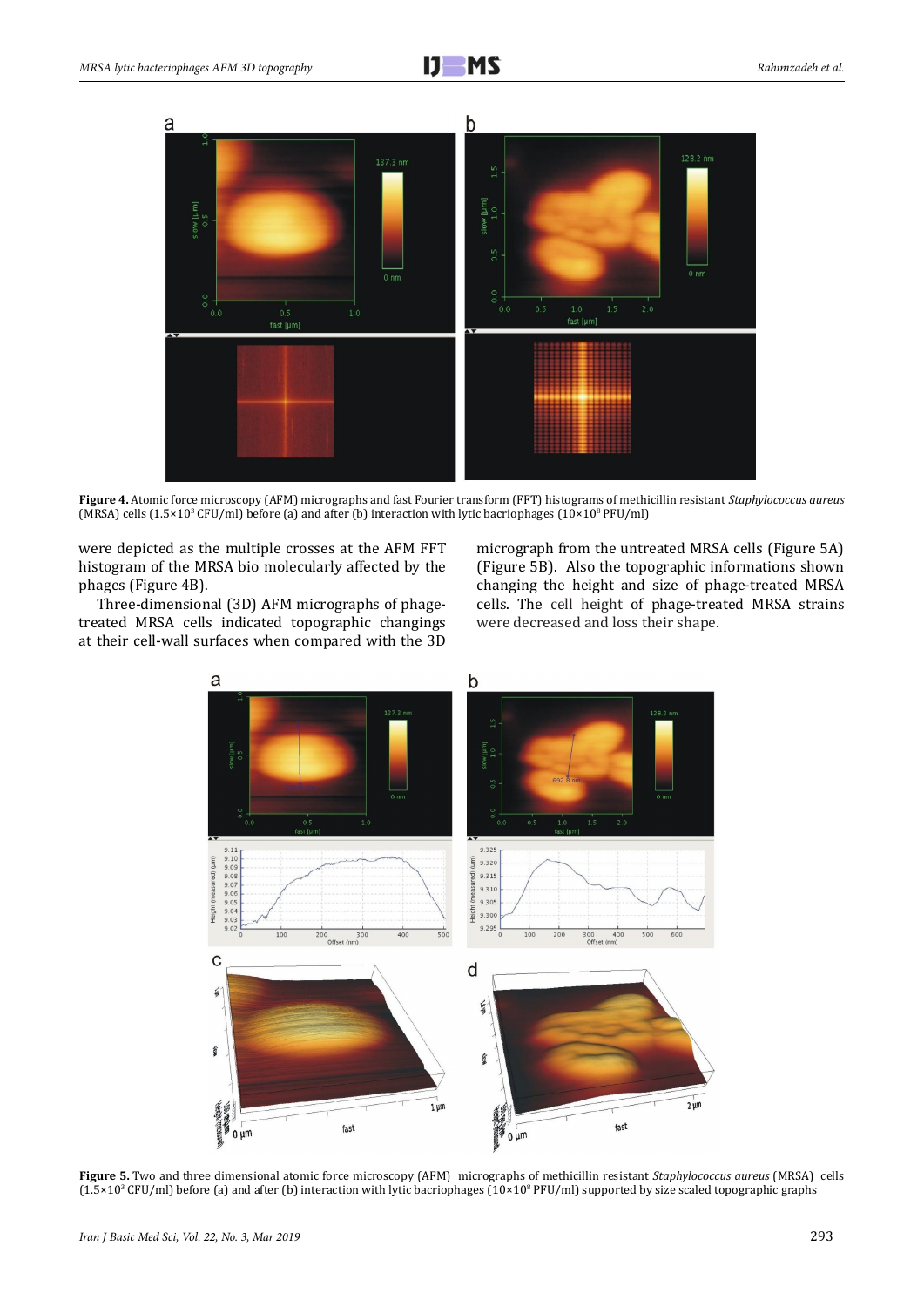**Figure 4.** Atomic force microscopy (AFM) micrographs and fast Fourier transform (FFT) histograms of methicillin resistant *Staphylococcus aureus* (MRSA) cells ($1.5 \times 10^3$ CFU/ml) before (a) and after (b) interaction with lytic bacriophages ($10 \times 10^8$ PFU/ml)

were depicted as the multiple crosses at the AFM FFT histogram of the MRSA bio molecularly affected by the phages (Figure 4B).

Three-dimensional (3D) AFM micrographs of phage-treated MRSA cells indicated topographic changings at their cell-wall surfaces when compared with the 3D micrograph from the untreated MRSA cells (Figure 5A) (Figure 5B). Also the topographic informations shown changing the height and size of phage-treated MRSA cells. The cell height of phage-treated MRSA strains were decreased and loss their shape.

**Figure 5.** Two and three dimensional atomic force microscopy (AFM) micrographs of methicillin resistant *Staphylococcus aureus* (MRSA) cells ($1.5 \times 10^3$ CFU/ml) before (a) and after (b) interaction with lytic bacriophages ($10 \times 10^8$ PFU/ml) supported by size scaled topographic graphs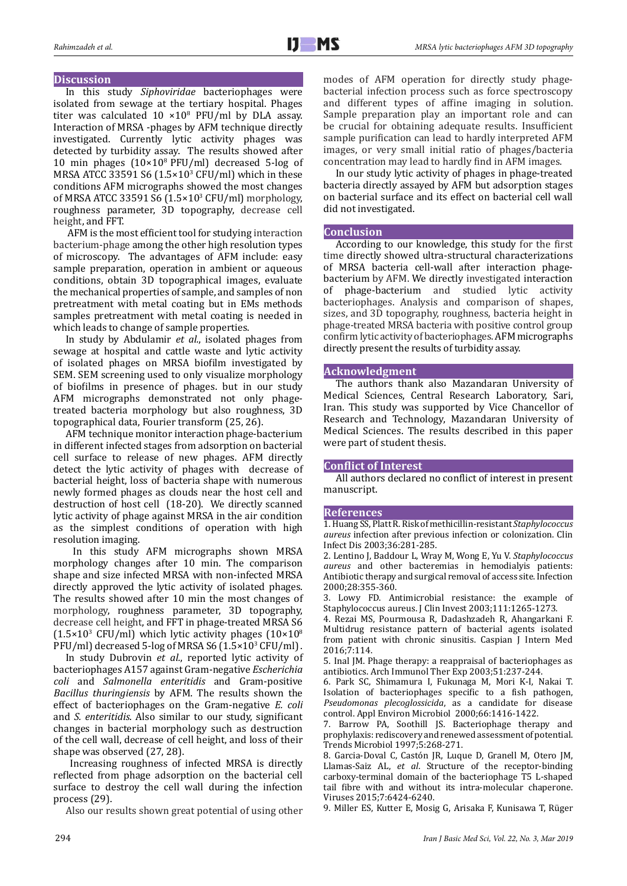## Discussion

In this study *Siphoviridae* bacteriophages were isolated from sewage at the tertiary hospital. Phages titer was calculated 10 $\times 10^8$ PFU/ml by DLA assay. Interaction of MRSA -phages by AFM technique directly investigated. Currently lytic activity phages was detected by turbidity assay. The results showed after 10 min phages ($10\times10^8$ PFU/ml) decreased 5-log of MRSA ATCC 33591 S6 ($1.5\times10^3$ CFU/ml) which in these conditions AFM micrographs showed the most changes of MRSA ATCC 33591 S6 ($1.5\times10^3$ CFU/ml) morphology, roughness parameter, 3D topography, decrease cell height, and FFT.

AFM is the most efficient tool for studying interaction bacterium-phage among the other high resolution types of microscopy. The advantages of AFM include: easy sample preparation, operation in ambient or aqueous conditions, obtain 3D topographical images, evaluate the mechanical properties of sample, and samples of non pretreatment with metal coating but in EMs methods samples pretreatment with metal coating is needed in which leads to change of sample properties.

In study by Abdulamir *et al*., isolated phages from sewage at hospital and cattle waste and lytic activity of isolated phages on MRSA biofilm investigated by SEM. SEM screening used to only visualize morphology of biofilms in presence of phages. but in our study AFM micrographs demonstrated not only phage-treated bacteria morphology but also roughness, 3D topographical data, Fourier transform (25, 26).

AFM technique monitor interaction phage-bacterium in different infected stages from adsorption on bacterial cell surface to release of new phages. AFM directly detect the lytic activity of phages with decrease of bacterial height, loss of bacteria shape with numerous newly formed phages as clouds near the host cell and destruction of host cell (18-20). We directly scanned lytic activity of phage against MRSA in the air condition as the simplest conditions of operation with high resolution imaging.

In this study AFM micrographs shown MRSA morphology changes after 10 min. The comparison shape and size infected MRSA with non-infected MRSA directly approved the lytic activity of isolated phages. The results showed after 10 min the most changes of morphology, roughness parameter, 3D topography, decrease cell height, and FFT in phage-treated MRSA S6 ($1.5\times10^3$ CFU/ml) which lytic activity phages ($10\times10^8$ PFU/ml) decreased 5-log of MRSA S6 ($1.5\times10^3$ CFU/ml).

In study Dubrovin *et al*., reported lytic activity of bacteriophages A157 against Gram-negative *Escherichia coli* and *Salmonella enteritidis* and Gram-positive *Bacillus thuringiensis* by AFM. The results shown the effect of bacteriophages on the Gram-negative *E. coli* and *S. enteritidis*. Also similar to our study, significant changes in bacterial morphology such as destruction of the cell wall, decrease of cell height, and loss of their shape was observed (27, 28).

Increasing roughness of infected MRSA is directly reflected from phage adsorption on the bacterial cell surface to destroy the cell wall during the infection process (29).

Also our results shown great potential of using other modes of AFM operation for directly study phage-bacterial infection process such as force spectroscopy and different types of affine imaging in solution. Sample preparation play an important role and can be crucial for obtaining adequate results. Insufficient sample purification can lead to hardly interpreted AFM images, or very small initial ratio of phages/bacteria concentration may lead to hardly find in AFM images.

In our study lytic activity of phages in phage-treated bacteria directly assayed by AFM but adsorption stages on bacterial surface and its effect on bacterial cell wall did not investigated.

## Conclusion

According to our knowledge, this study for the first time directly showed ultra-structural characterizations of MRSA bacteria cell-wall after interaction phage-bacterium by AFM. We directly investigated interaction of phage-bacterium and studied lytic activity bacteriophages. Analysis and comparison of shapes, sizes, and 3D topography, roughness, bacteria height in phage-treated MRSA bacteria with positive control group confirm lytic activity of bacteriophages. AFM micrographs directly present the results of turbidity assay.

## Acknowledgment

The authors thank also Mazandaran University of Medical Sciences, Central Research Laboratory, Sari, Iran. This study was supported by Vice Chancellor of Research and Technology, Mazandaran University of Medical Sciences. The results described in this paper were part of student thesis.

## Conflict of Interest

All authors declared no conflict of interest in present manuscript.

## References

1. Huang SS, Platt R. Risk of methicillin-resistant *Staphylococcus aureus* infection after previous infection or colonization. Clin Infect Dis 2003;36:281-285.
2. Lentino J, Baddour L, Wray M, Wong E, Yu V. *Staphylococcus aureus* and other bacteremias in hemodialysis patients: Antibiotic therapy and surgical removal of access site. Infection 2000;28:355-360.
3. Lowy FD. Antimicrobial resistance: the example of Staphylococcus aureus. J Clin Invest 2003;111:1265-1273.
4. Rezai MS, Pourmousa R, Dadashzadeh R, Ahangarkani F. Multidrug resistance pattern of bacterial agents isolated from patient with chronic sinusitis. Caspian J Intern Med 2016;7:114.
5. Inal JM. Phage therapy: a reappraisal of bacteriophages as antibiotics. Arch Immunol Ther Exp 2003;51:237-244.
6. Park SC, Shimamura I, Fukunaga M, Mori K-I, Nakai T. Isolation of bacteriophages specific to a fish pathogen, *Pseudomonas plecoglossicida*, as a candidate for disease control. Appl Environ Microbiol 2000;66:1416-1422.
7. Barrow PA, Soothill JS. Bacteriophage therapy and prophylaxis: rediscovery and renewed assessment of potential. Trends Microbiol 1997;5:268-271.
8. Garcia-Doval C, Castón JR, Luque D, Granell M, Otero JM, Llamas-Saiz AL, *et al*. Structure of the receptor-binding carboxy-terminal domain of the bacteriophage T5 L-shaped tail fibre with and without its intra-molecular chaperone. Viruses 2015;7:6424-6240.
9. Miller ES, Kutter E, Mosig G, Arisaka F, Kunisawa T, Rüger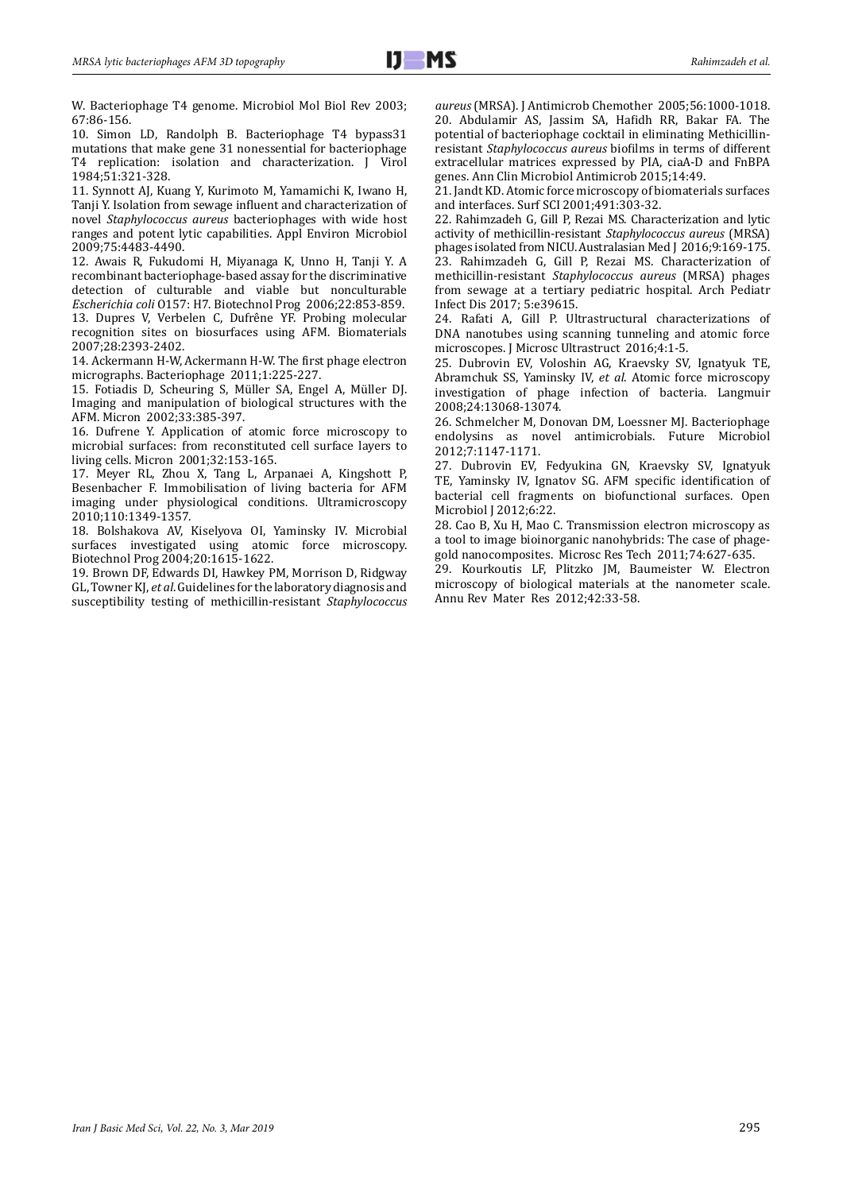W. Bacteriophage T4 genome. Microbiol Mol Biol Rev 2003; 67:86-156.

10. Simon LD, Randolph B. Bacteriophage T4 bypass31 mutations that make gene 31 nonessential for bacteriophage T4 replication: isolation and characterization. J Virol 1984;51:321-328.

11. Synnott AJ, Kuang Y, Kurimoto M, Yamamichi K, Iwano H, Tanji Y. Isolation from sewage influent and characterization of novel *Staphylococcus aureus* bacteriophages with wide host ranges and potent lytic capabilities. Appl Environ Microbiol 2009;75:4483-4490.

12. Awais R, Fukudomi H, Miyanaga K, Unno H, Tanji Y. A recombinant bacteriophage-based assay for the discriminative detection of culturable and viable but nonculturable *Escherichia coli* O157: H7. Biotechnol Prog 2006;22:853-859.

13. Dupres V, Verbelen C, Dufrêne YF. Probing molecular recognition sites on biosurfaces using AFM. Biomaterials 2007;28:2393-2402.

14. Ackermann H-W, Ackermann H-W. The first phage electron micrographs. Bacteriophage 2011;1:225-227.

15. Fotiadis D, Scheuring S, Müller SA, Engel A, Müller DJ. Imaging and manipulation of biological structures with the AFM. Micron 2002;33:385-397.

16. Dufrene Y. Application of atomic force microscopy to microbial surfaces: from reconstituted cell surface layers to living cells. Micron 2001;32:153-165.

17. Meyer RL, Zhou X, Tang L, Arpanaei A, Kingshott P, Besenbacher F. Immobilisation of living bacteria for AFM imaging under physiological conditions. Ultramicroscopy 2010;110:1349-1357.

18. Bolshakova AV, Kiselyova OI, Yaminsky IV. Microbial surfaces investigated using atomic force microscopy. Biotechnol Prog 2004;20:1615-1622.

19. Brown DF, Edwards DI, Hawkey PM, Morrison D, Ridgway GL, Towner KJ, *et al.* Guidelines for the laboratory diagnosis and susceptibility testing of methicillin-resistant *Staphylococcus aureus* (MRSA). J Antimicrob Chemother 2005;56:1000-1018.

20. Abdulamir AS, Jassim SA, Hafidh RR, Bakar FA. The potential of bacteriophage cocktail in eliminating Methicillin-resistant *Staphylococcus aureus* biofilms in terms of different extracellular matrices expressed by PIA, ciaA-D and FnBPA genes. Ann Clin Microbiol Antimicrob 2015;14:49.

21. Jandt KD. Atomic force microscopy of biomaterials surfaces and interfaces. Surf SCI 2001;491:303-32.

22. Rahimzadeh G, Gill P, Rezai MS. Characterization and lytic activity of methicillin-resistant *Staphylococcus aureus* (MRSA) phages isolated from NICU. Australasian Med J 2016;9:169-175.

23. Rahimzadeh G, Gill P, Rezai MS. Characterization of methicillin-resistant *Staphylococcus aureus* (MRSA) phages from sewage at a tertiary pediatric hospital. Arch Pediatr Infect Dis 2017; 5:e39615.

24. Rafati A, Gill P. Ultrastructural characterizations of DNA nanotubes using scanning tunneling and atomic force microscopes. J Microsc Ultrastruct 2016;4:1-5.

25. Dubrovin EV, Voloshin AG, Kraevsky SV, Ignatyuk TE, Abramchuk SS, Yaminsky IV, *et al.* Atomic force microscopy investigation of phage infection of bacteria. Langmuir 2008;24:13068-13074.

26. Schmelcher M, Donovan DM, Loessner MJ. Bacteriophage endolysins as novel antimicrobials. Future Microbiol 2012;7:1147-1171.

27. Dubrovin EV, Fedyukina GN, Kraevsky SV, Ignatyuk TE, Yaminsky IV, Ignatov SG. AFM specific identification of bacterial cell fragments on biofunctional surfaces. Open Microbiol J 2012;6:22.

28. Cao B, Xu H, Mao C. Transmission electron microscopy as a tool to image bioinorganic nanohybrids: The case of phage-gold nanocomposites. Microsc Res Tech 2011;74:627-635.

29. Kourkoutis LF, Plitzko JM, Baumeister W. Electron microscopy of biological materials at the nanometer scale. Annu Rev Mater Res 2012;42:33-58.